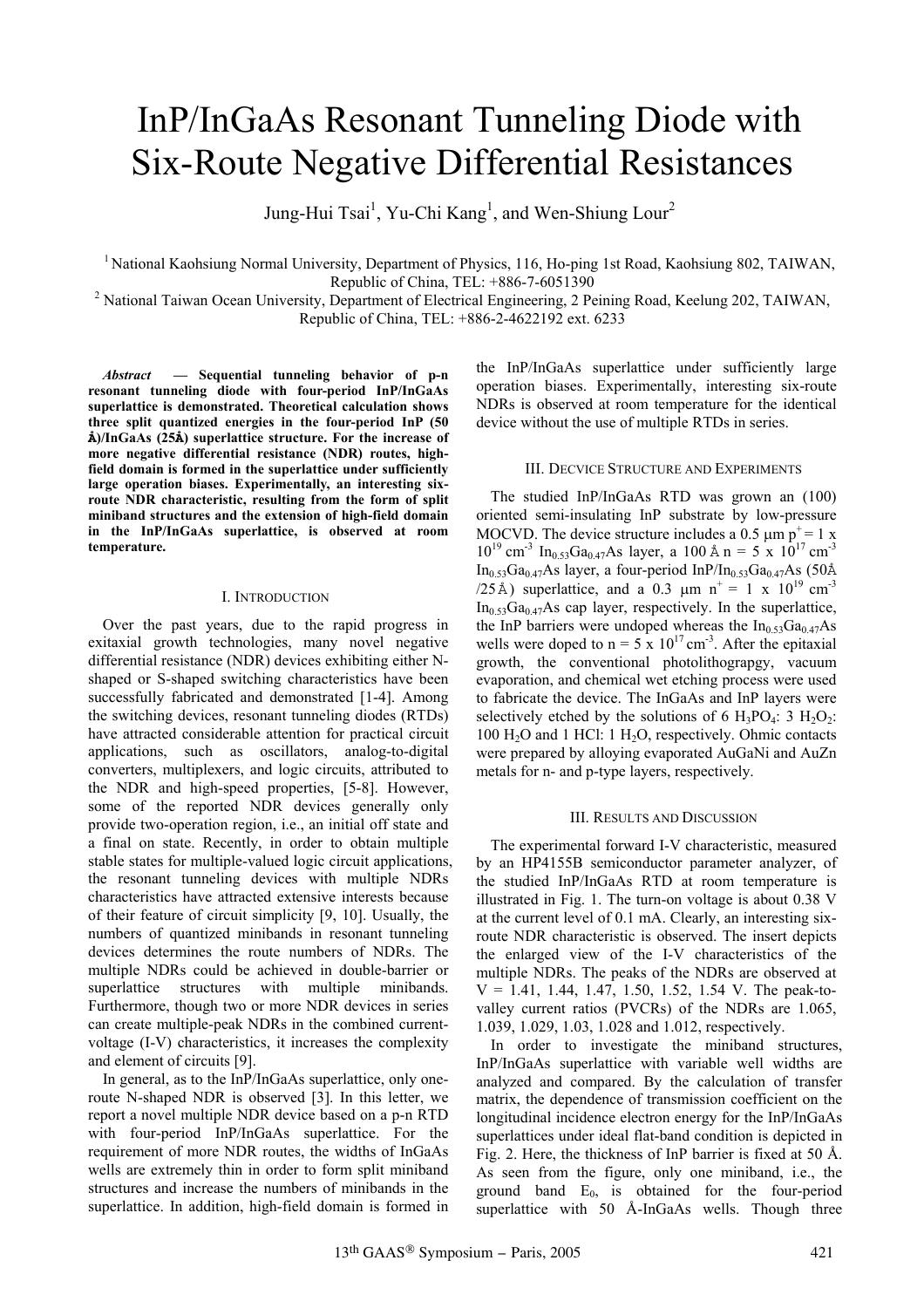# InP/InGaAs Resonant Tunneling Diode with Six-Route Negative Differential Resistances

Jung-Hui Tsai[1], Yu-Chi Kang[1], and Wen-Shiung Lour[2]

[1] National Kaohsiung Normal University, Department of Physics, 116, Ho-ping 1st Road, Kaohsiung 802, TAIWAN, Republic of China, TEL: +886-7-6051390

[2] National Taiwan Ocean University, Department of Electrical Engineering, 2 Peining Road, Keelung 202, TAIWAN, Republic of China, TEL: +886-2-4622192 ext. 6233

***Abstract*** **— Sequential tunneling behavior of p-n resonant tunneling diode with four-period InP/InGaAs superlattice is demonstrated. Theoretical calculation shows three split quantized energies in the four-period InP (50 Å)/InGaAs (25Å) superlattice structure. For the increase of more negative differential resistance (NDR) routes, high-field domain is formed in the superlattice under sufficiently large operation biases. Experimentally, an interesting six-route NDR characteristic, resulting from the form of split miniband structures and the extension of high-field domain in the InP/InGaAs superlattice, is observed at room temperature.**

## I. Introduction

Over the past years, due to the rapid progress in exitaxial growth technologies, many novel negative differential resistance (NDR) devices exhibiting either N-shaped or S-shaped switching characteristics have been successfully fabricated and demonstrated [1-4]. Among the switching devices, resonant tunneling diodes (RTDs) have attracted considerable attention for practical circuit applications, such as oscillators, analog-to-digital converters, multiplexers, and logic circuits, attributed to the NDR and high-speed properties, [5-8]. However, some of the reported NDR devices generally only provide two-operation region, i.e., an initial off state and a final on state. Recently, in order to obtain multiple stable states for multiple-valued logic circuit applications, the resonant tunneling devices with multiple NDRs characteristics have attracted extensive interests because of their feature of circuit simplicity [9, 10]. Usually, the numbers of quantized minibands in resonant tunneling devices determines the route numbers of NDRs. The multiple NDRs could be achieved in double-barrier or superlattice structures with multiple minibands. Furthermore, though two or more NDR devices in series can create multiple-peak NDRs in the combined current-voltage (I-V) characteristics, it increases the complexity and element of circuits [9].

In general, as to the InP/InGaAs superlattice, only one-route N-shaped NDR is observed [3]. In this letter, we report a novel multiple NDR device based on a p-n RTD with four-period InP/InGaAs superlattice. For the requirement of more NDR routes, the widths of InGaAs wells are extremely thin in order to form split miniband structures and increase the numbers of minibands in the superlattice. In addition, high-field domain is formed in the InP/InGaAs superlattice under sufficiently large operation biases. Experimentally, interesting six-route NDRs is observed at room temperature for the identical device without the use of multiple RTDs in series.

## III. Decvice Structure and Experiments

The studied InP/InGaAs RTD was grown an (100) oriented semi-insulating InP substrate by low-pressure MOCVD. The device structure includes a 0.5 μm $p^+ = 1 \times 10^{19}$ cm$^{-3}$ $In_{0.53}Ga_{0.47}As$ layer, a 100 Å $n = 5 \times 10^{17}$ cm$^{-3}$ $In_{0.53}Ga_{0.47}As$ layer, a four-period InP/$In_{0.53}Ga_{0.47}As$ (50Å /25Å) superlattice, and a 0.3 μm $n^+ = 1 \times 10^{19}$ cm$^{-3}$ $In_{0.53}Ga_{0.47}As$ cap layer, respectively. In the superlattice, the InP barriers were undoped whereas the $In_{0.53}Ga_{0.47}As$ wells were doped to $n = 5 \times 10^{17}$ cm$^{-3}$. After the epitaxial growth, the conventional photolithograpgy, vacuum evaporation, and chemical wet etching process were used to fabricate the device. The InGaAs and InP layers were selectively etched by the solutions of 6 $H_3PO_4$: 3 $H_2O_2$: 100 $H_2O$ and 1 HCl: 1 $H_2O$, respectively. Ohmic contacts were prepared by alloying evaporated AuGaNi and AuZn metals for n- and p-type layers, respectively.

## III. Results and Discussion

The experimental forward I-V characteristic, measured by an HP4155B semiconductor parameter analyzer, of the studied InP/InGaAs RTD at room temperature is illustrated in Fig. 1. The turn-on voltage is about 0.38 V at the current level of 0.1 mA. Clearly, an interesting six-route NDR characteristic is observed. The insert depicts the enlarged view of the I-V characteristics of the multiple NDRs. The peaks of the NDRs are observed at V = 1.41, 1.44, 1.47, 1.50, 1.52, 1.54 V. The peak-to-valley current ratios (PVCRs) of the NDRs are 1.065, 1.039, 1.029, 1.03, 1.028 and 1.012, respectively.

In order to investigate the miniband structures, InP/InGaAs superlattice with variable well widths are analyzed and compared. By the calculation of transfer matrix, the dependence of transmission coefficient on the longitudinal incidence electron energy for the InP/InGaAs superlattices under ideal flat-band condition is depicted in Fig. 2. Here, the thickness of InP barrier is fixed at 50 Å. As seen from the figure, only one miniband, i.e., the ground band $E_0$, is obtained for the four-period superlattice with 50 Å-InGaAs wells. Though three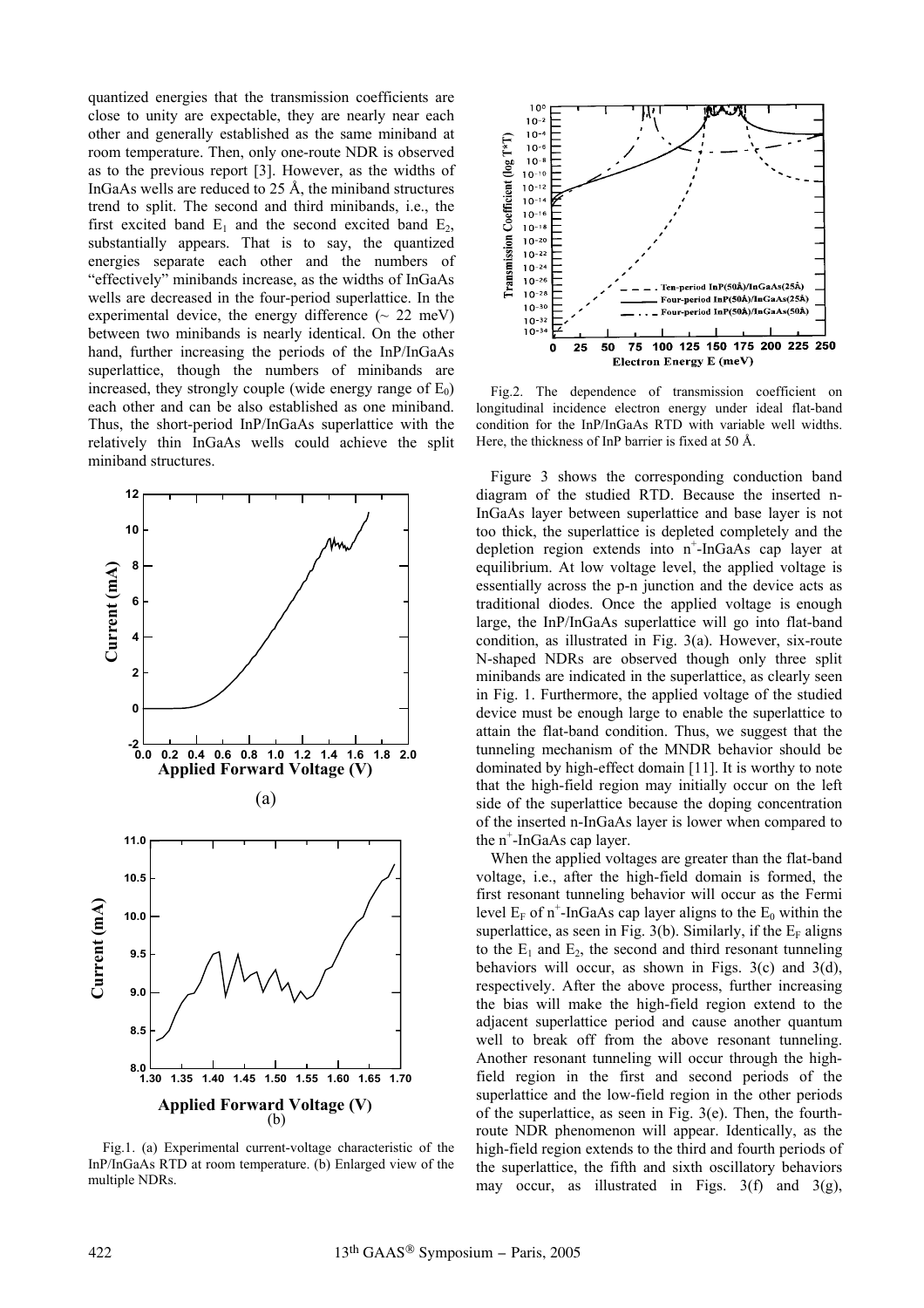quantized energies that the transmission coefficients are close to unity are expectable, they are nearly near each other and generally established as the same miniband at room temperature. Then, only one-route NDR is observed as to the previous report [3]. However, as the widths of InGaAs wells are reduced to 25 Å, the miniband structures trend to split. The second and third minibands, i.e., the first excited band $E_1$ and the second excited band $E_2$, substantially appears. That is to say, the quantized energies separate each other and the numbers of "effectively" minibands increase, as the widths of InGaAs wells are decreased in the four-period superlattice. In the experimental device, the energy difference (~ 22 meV) between two minibands is nearly identical. On the other hand, further increasing the periods of the InP/InGaAs superlattice, though the numbers of minibands are increased, they strongly couple (wide energy range of $E_0$) each other and can be also established as one miniband. Thus, the short-period InP/InGaAs superlattice with the relatively thin InGaAs wells could achieve the split miniband structures.

Fig.1. (a) Experimental current-voltage characteristic of the InP/InGaAs RTD at room temperature. (b) Enlarged view of the multiple NDRs.

Fig.2. The dependence of transmission coefficient on longitudinal incidence electron energy under ideal flat-band condition for the InP/InGaAs RTD with variable well widths. Here, the thickness of InP barrier is fixed at 50 Å.

Figure 3 shows the corresponding conduction band diagram of the studied RTD. Because the inserted n-InGaAs layer between superlattice and base layer is not too thick, the superlattice is depleted completely and the depletion region extends into $n^+$-InGaAs cap layer at equilibrium. At low voltage level, the applied voltage is essentially across the p-n junction and the device acts as traditional diodes. Once the applied voltage is enough large, the InP/InGaAs superlattice will go into flat-band condition, as illustrated in Fig. 3(a). However, six-route N-shaped NDRs are observed though only three split minibands are indicated in the superlattice, as clearly seen in Fig. 1. Furthermore, the applied voltage of the studied device must be enough large to enable the superlattice to attain the flat-band condition. Thus, we suggest that the tunneling mechanism of the MNDR behavior should be dominated by high-effect domain [11]. It is worthy to note that the high-field region may initially occur on the left side of the superlattice because the doping concentration of the inserted n-InGaAs layer is lower when compared to the $n^+$-InGaAs cap layer.

When the applied voltages are greater than the flat-band voltage, i.e., after the high-field domain is formed, the first resonant tunneling behavior will occur as the Fermi level $E_F$ of $n^+$-InGaAs cap layer aligns to the $E_0$ within the superlattice, as seen in Fig. 3(b). Similarly, if the $E_F$ aligns to the $E_1$ and $E_2$, the second and third resonant tunneling behaviors will occur, as shown in Figs. 3(c) and 3(d), respectively. After the above process, further increasing the bias will make the high-field region extend to the adjacent superlattice period and cause another quantum well to break off from the above resonant tunneling. Another resonant tunneling will occur through the high-field region in the first and second periods of the superlattice and the low-field region in the other periods of the superlattice, as seen in Fig. 3(e). Then, the fourth-route NDR phenomenon will appear. Identically, as the high-field region extends to the third and fourth periods of the superlattice, the fifth and sixth oscillatory behaviors may occur, as illustrated in Figs. 3(f) and 3(g),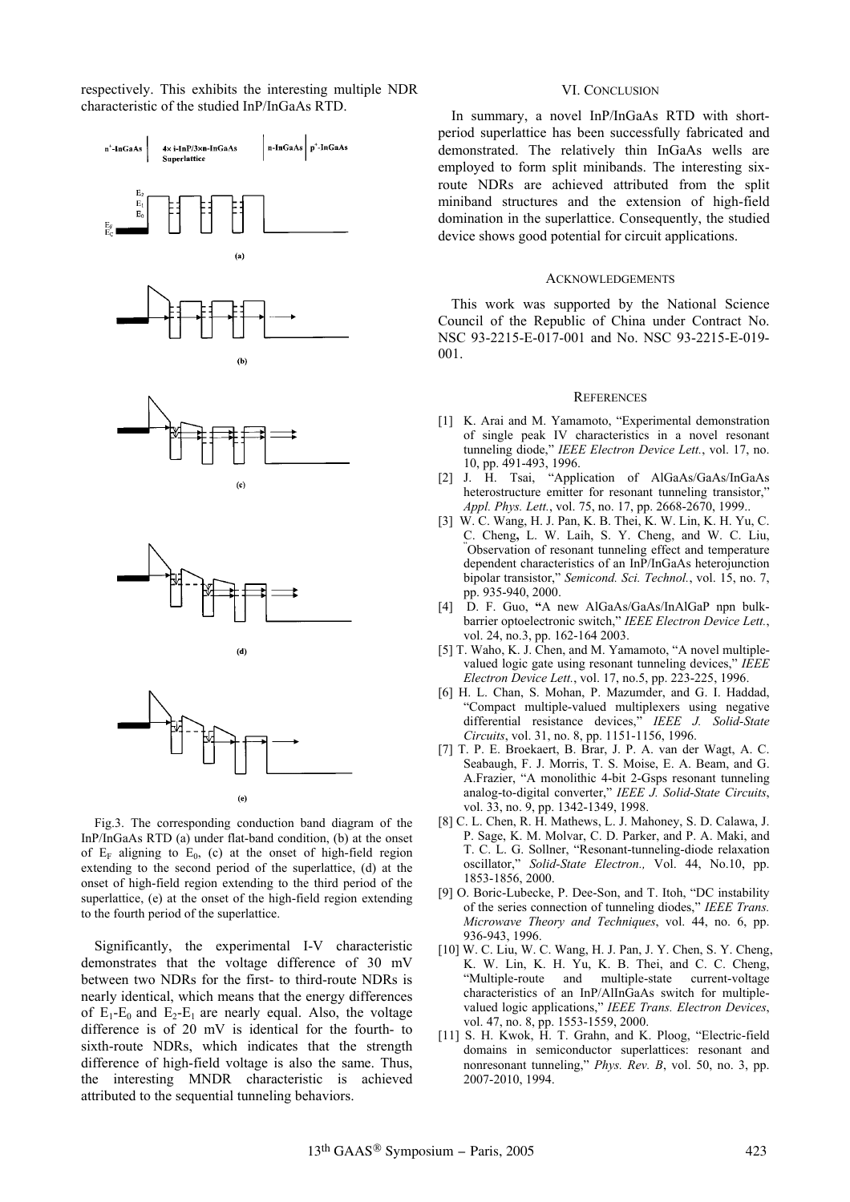respectively. This exhibits the interesting multiple NDR characteristic of the studied InP/InGaAs RTD.

n+-InGaAs

4× i-InP/3×n-InGaAs Superlattice

n-InGaAs

p+-InGaAs

$E_2$
$E_1$
$E_0$
$E_F$
$E_C$

(a)

(b)

(c)

(d)

(e)

Fig.3. The corresponding conduction band diagram of the InP/InGaAs RTD (a) under flat-band condition, (b) at the onset of $E_F$ aligning to $E_0$, (c) at the onset of high-field region extending to the second period of the superlattice, (d) at the onset of high-field region extending to the third period of the superlattice, (e) at the onset of the high-field region extending to the fourth period of the superlattice.

Significantly, the experimental I-V characteristic demonstrates that the voltage difference of 30 mV between two NDRs for the first- to third-route NDRs is nearly identical, which means that the energy differences of $E_1$-$E_0$ and $E_2$-$E_1$ are nearly equal. Also, the voltage difference is of 20 mV is identical for the fourth- to sixth-route NDRs, which indicates that the strength difference of high-field voltage is also the same. Thus, the interesting MNDR characteristic is achieved attributed to the sequential tunneling behaviors.

## VI. Conclusion

In summary, a novel InP/InGaAs RTD with short-period superlattice has been successfully fabricated and demonstrated. The relatively thin InGaAs wells are employed to form split minibands. The interesting six-route NDRs are achieved attributed from the split miniband structures and the extension of high-field domination in the superlattice. Consequently, the studied device shows good potential for circuit applications.

## Acknowledgements

This work was supported by the National Science Council of the Republic of China under Contract No. NSC 93-2215-E-017-001 and No. NSC 93-2215-E-019-001.

## References

[1] K. Arai and M. Yamamoto, "Experimental demonstration of single peak IV characteristics in a novel resonant tunneling diode," *IEEE Electron Device Lett.*, vol. 17, no. 10, pp. 491-493, 1996.

[2] J. H. Tsai, "Application of AlGaAs/GaAs/InGaAs heterostructure emitter for resonant tunneling transistor," *Appl. Phys. Lett.*, vol. 75, no. 17, pp. 2668-2670, 1999..

[3] W. C. Wang, H. J. Pan, K. B. Thei, K. W. Lin, K. H. Yu, C. C. Cheng, L. W. Laih, S. Y. Cheng, and W. C. Liu, "Observation of resonant tunneling effect and temperature dependent characteristics of an InP/InGaAs heterojunction bipolar transistor," *Semicond. Sci. Technol.*, vol. 15, no. 7, pp. 935-940, 2000.

[4] D. F. Guo, "A new AlGaAs/GaAs/InAlGaP npn bulk-barrier optoelectronic switch," *IEEE Electron Device Lett.*, vol. 24, no.3, pp. 162-164 2003.

[5] T. Waho, K. J. Chen, and M. Yamamoto, "A novel multiple-valued logic gate using resonant tunneling devices," *IEEE Electron Device Lett.*, vol. 17, no.5, pp. 223-225, 1996.

[6] H. L. Chan, S. Mohan, P. Mazumder, and G. I. Haddad, "Compact multiple-valued multiplexers using negative differential resistance devices," *IEEE J. Solid-State Circuits*, vol. 31, no. 8, pp. 1151-1156, 1996.

[7] T. P. E. Broekaert, B. Brar, J. P. A. van der Wagt, A. C. Seabaugh, F. J. Morris, T. S. Moise, E. A. Beam, and G. A.Frazier, "A monolithic 4-bit 2-Gsps resonant tunneling analog-to-digital converter," *IEEE J. Solid-State Circuits*, vol. 33, no. 9, pp. 1342-1349, 1998.

[8] C. L. Chen, R. H. Mathews, L. J. Mahoney, S. D. Calawa, J. P. Sage, K. M. Molvar, C. D. Parker, and P. A. Maki, and T. C. L. G. Sollner, "Resonant-tunneling-diode relaxation oscillator," *Solid-State Electron.,* Vol. 44, No.10, pp. 1853-1856, 2000.

[9] O. Boric-Lubecke, P. Dee-Son, and T. Itoh, "DC instability of the series connection of tunneling diodes," *IEEE Trans. Microwave Theory and Techniques*, vol. 44, no. 6, pp. 936-943, 1996.

[10] W. C. Liu, W. C. Wang, H. J. Pan, J. Y. Chen, S. Y. Cheng, K. W. Lin, K. H. Yu, K. B. Thei, and C. C. Cheng, "Multiple-route and multiple-state current-voltage characteristics of an InP/AlInGaAs switch for multiple-valued logic applications," *IEEE Trans. Electron Devices*, vol. 47, no. 8, pp. 1553-1559, 2000.

[11] S. H. Kwok, H. T. Grahn, and K. Ploog, "Electric-field domains in semiconductor superlattices: resonant and nonresonant tunneling," *Phys. Rev. B*, vol. 50, no. 3, pp. 2007-2010, 1994.